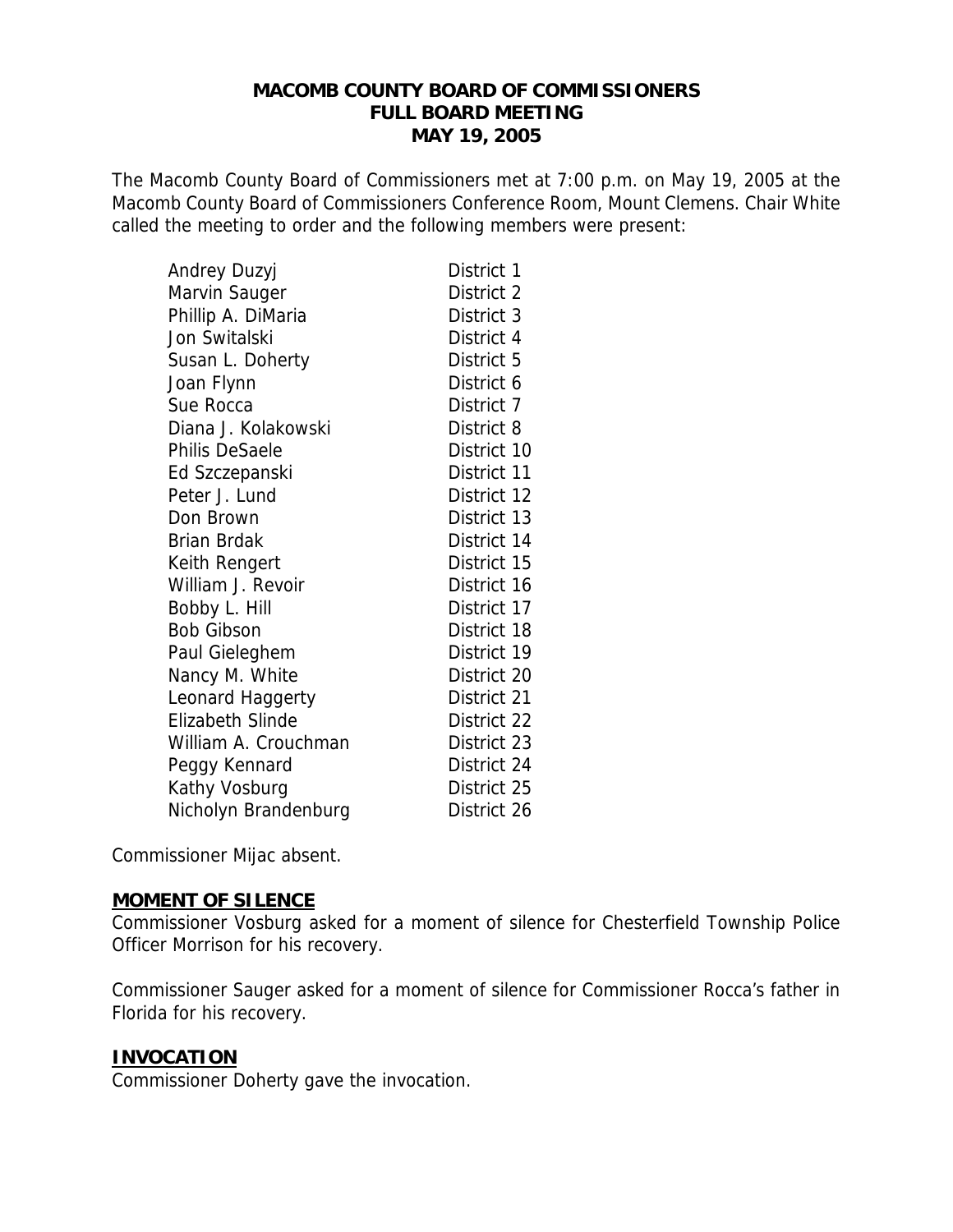# MACOMB COUNTY BOARD OF COMMISSIONERS
## FULL BOARD MEETING
## MAY 19, 2005

The Macomb County Board of Commissioners met at 7:00 p.m. on May 19, 2005 at the Macomb County Board of Commissioners Conference Room, Mount Clemens. Chair White called the meeting to order and the following members were present:

| | |
|---|---|
| Andrey Duzyj | District 1 |
| Marvin Sauger | District 2 |
| Phillip A. DiMaria | District 3 |
| Jon Switalski | District 4 |
| Susan L. Doherty | District 5 |
| Joan Flynn | District 6 |
| Sue Rocca | District 7 |
| Diana J. Kolakowski | District 8 |
| Philis DeSaele | District 10 |
| Ed Szczepanski | District 11 |
| Peter J. Lund | District 12 |
| Don Brown | District 13 |
| Brian Brdak | District 14 |
| Keith Rengert | District 15 |
| William J. Revoir | District 16 |
| Bobby L. Hill | District 17 |
| Bob Gibson | District 18 |
| Paul Gieleghem | District 19 |
| Nancy M. White | District 20 |
| Leonard Haggerty | District 21 |
| Elizabeth Slinde | District 22 |
| William A. Crouchman | District 23 |
| Peggy Kennard | District 24 |
| Kathy Vosburg | District 25 |
| Nicholyn Brandenburg | District 26 |

Commissioner Mijac absent.

**MOMENT OF SILENCE**

Commissioner Vosburg asked for a moment of silence for Chesterfield Township Police Officer Morrison for his recovery.

Commissioner Sauger asked for a moment of silence for Commissioner Rocca's father in Florida for his recovery.

**INVOCATION**

Commissioner Doherty gave the invocation.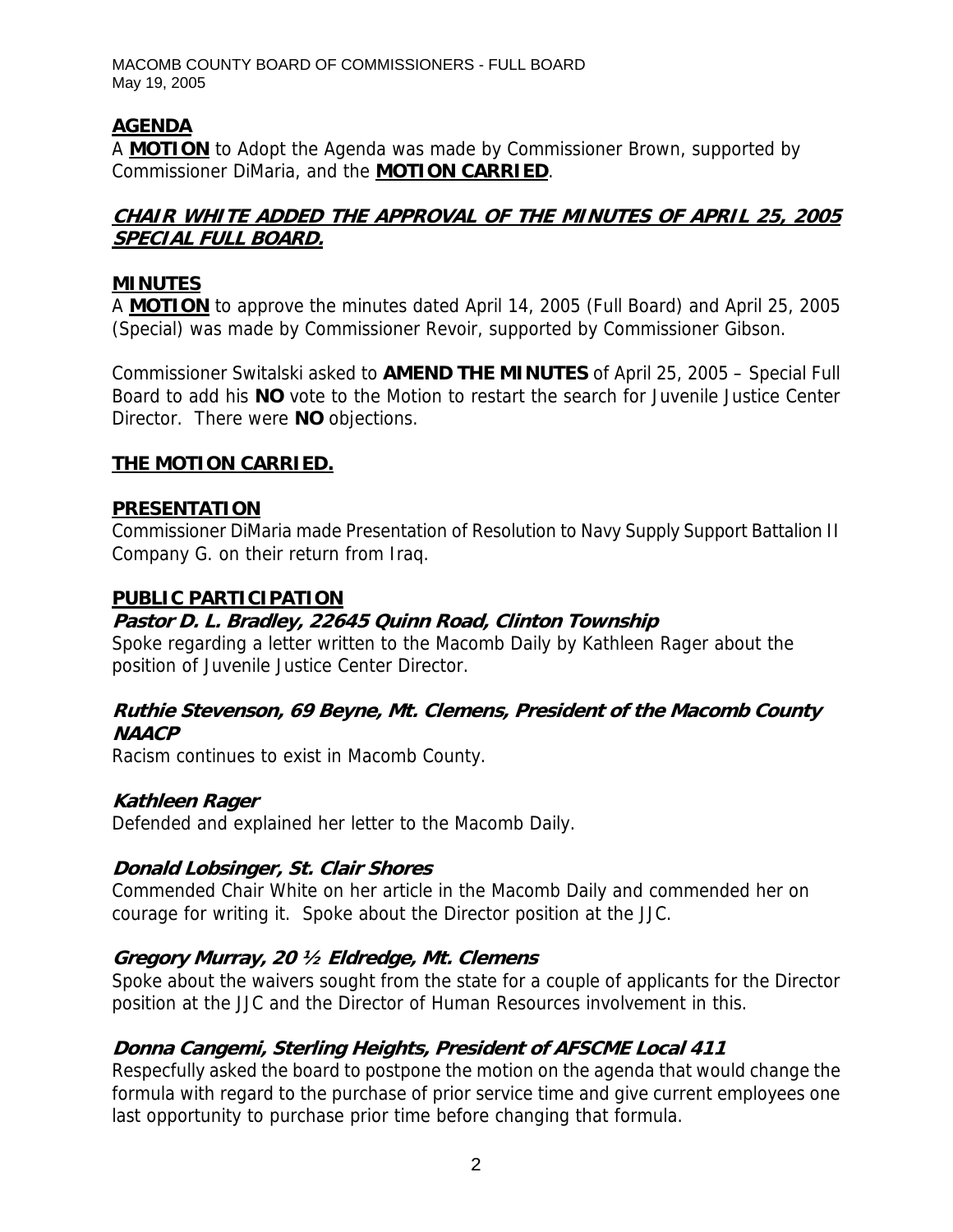## AGENDA

A **MOTION** to Adopt the Agenda was made by Commissioner Brown, supported by Commissioner DiMaria, and the **MOTION CARRIED**.

***CHAIR WHITE ADDED THE APPROVAL OF THE MINUTES OF APRIL 25, 2005 SPECIAL FULL BOARD.***

## MINUTES

A **MOTION** to approve the minutes dated April 14, 2005 (Full Board) and April 25, 2005 (Special) was made by Commissioner Revoir, supported by Commissioner Gibson.

Commissioner Switalski asked to **AMEND THE MINUTES** of April 25, 2005 – Special Full Board to add his **NO** vote to the Motion to restart the search for Juvenile Justice Center Director. There were **NO** objections.

**THE MOTION CARRIED.**

## PRESENTATION

Commissioner DiMaria made Presentation of Resolution to Navy Supply Support Battalion II Company G. on their return from Iraq.

## PUBLIC PARTICIPATION

***Pastor D. L. Bradley, 22645 Quinn Road, Clinton Township***

Spoke regarding a letter written to the Macomb Daily by Kathleen Rager about the position of Juvenile Justice Center Director.

***Ruthie Stevenson, 69 Beyne, Mt. Clemens, President of the Macomb County NAACP***

Racism continues to exist in Macomb County.

***Kathleen Rager***

Defended and explained her letter to the Macomb Daily.

***Donald Lobsinger, St. Clair Shores***

Commended Chair White on her article in the Macomb Daily and commended her on courage for writing it. Spoke about the Director position at the JJC.

***Gregory Murray, 20 ½ Eldredge, Mt. Clemens***

Spoke about the waivers sought from the state for a couple of applicants for the Director position at the JJC and the Director of Human Resources involvement in this.

***Donna Cangemi, Sterling Heights, President of AFSCME Local 411***

Respecfully asked the board to postpone the motion on the agenda that would change the formula with regard to the purchase of prior service time and give current employees one last opportunity to purchase prior time before changing that formula.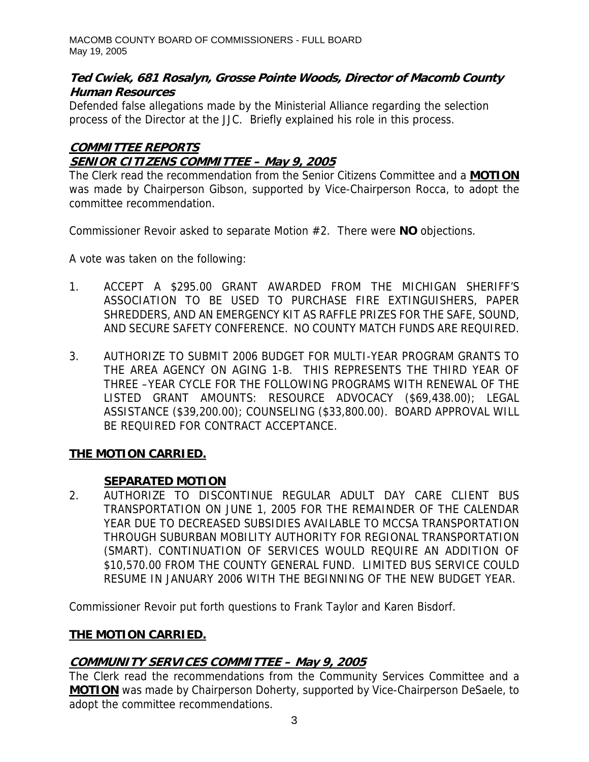**Ted Cwiek, 681 Rosalyn, Grosse Pointe Woods, Director of Macomb County Human Resources**

Defended false allegations made by the Ministerial Alliance regarding the selection process of the Director at the JJC. Briefly explained his role in this process.

## COMMITTEE REPORTS

### SENIOR CITIZENS COMMITTEE – May 9, 2005

The Clerk read the recommendation from the Senior Citizens Committee and a **MOTION** was made by Chairperson Gibson, supported by Vice-Chairperson Rocca, to adopt the committee recommendation.

Commissioner Revoir asked to separate Motion #2. There were **NO** objections.

A vote was taken on the following:

1. ACCEPT A $295.00 GRANT AWARDED FROM THE MICHIGAN SHERIFF'S ASSOCIATION TO BE USED TO PURCHASE FIRE EXTINGUISHERS, PAPER SHREDDERS, AND AN EMERGENCY KIT AS RAFFLE PRIZES FOR THE SAFE, SOUND, AND SECURE SAFETY CONFERENCE. NO COUNTY MATCH FUNDS ARE REQUIRED.

3. AUTHORIZE TO SUBMIT 2006 BUDGET FOR MULTI-YEAR PROGRAM GRANTS TO THE AREA AGENCY ON AGING 1-B. THIS REPRESENTS THE THIRD YEAR OF THREE –YEAR CYCLE FOR THE FOLLOWING PROGRAMS WITH RENEWAL OF THE LISTED GRANT AMOUNTS: RESOURCE ADVOCACY ($69,438.00); LEGAL ASSISTANCE ($39,200.00); COUNSELING ($33,800.00). BOARD APPROVAL WILL BE REQUIRED FOR CONTRACT ACCEPTANCE.

**THE MOTION CARRIED.**

**SEPARATED MOTION**

2. AUTHORIZE TO DISCONTINUE REGULAR ADULT DAY CARE CLIENT BUS TRANSPORTATION ON JUNE 1, 2005 FOR THE REMAINDER OF THE CALENDAR YEAR DUE TO DECREASED SUBSIDIES AVAILABLE TO MCCSA TRANSPORTATION THROUGH SUBURBAN MOBILITY AUTHORITY FOR REGIONAL TRANSPORTATION (SMART). CONTINUATION OF SERVICES WOULD REQUIRE AN ADDITION OF $10,570.00 FROM THE COUNTY GENERAL FUND. LIMITED BUS SERVICE COULD RESUME IN JANUARY 2006 WITH THE BEGINNING OF THE NEW BUDGET YEAR.

Commissioner Revoir put forth questions to Frank Taylor and Karen Bisdorf.

**THE MOTION CARRIED.**

### COMMUNITY SERVICES COMMITTEE – May 9, 2005

The Clerk read the recommendations from the Community Services Committee and a **MOTION** was made by Chairperson Doherty, supported by Vice-Chairperson DeSaele, to adopt the committee recommendations.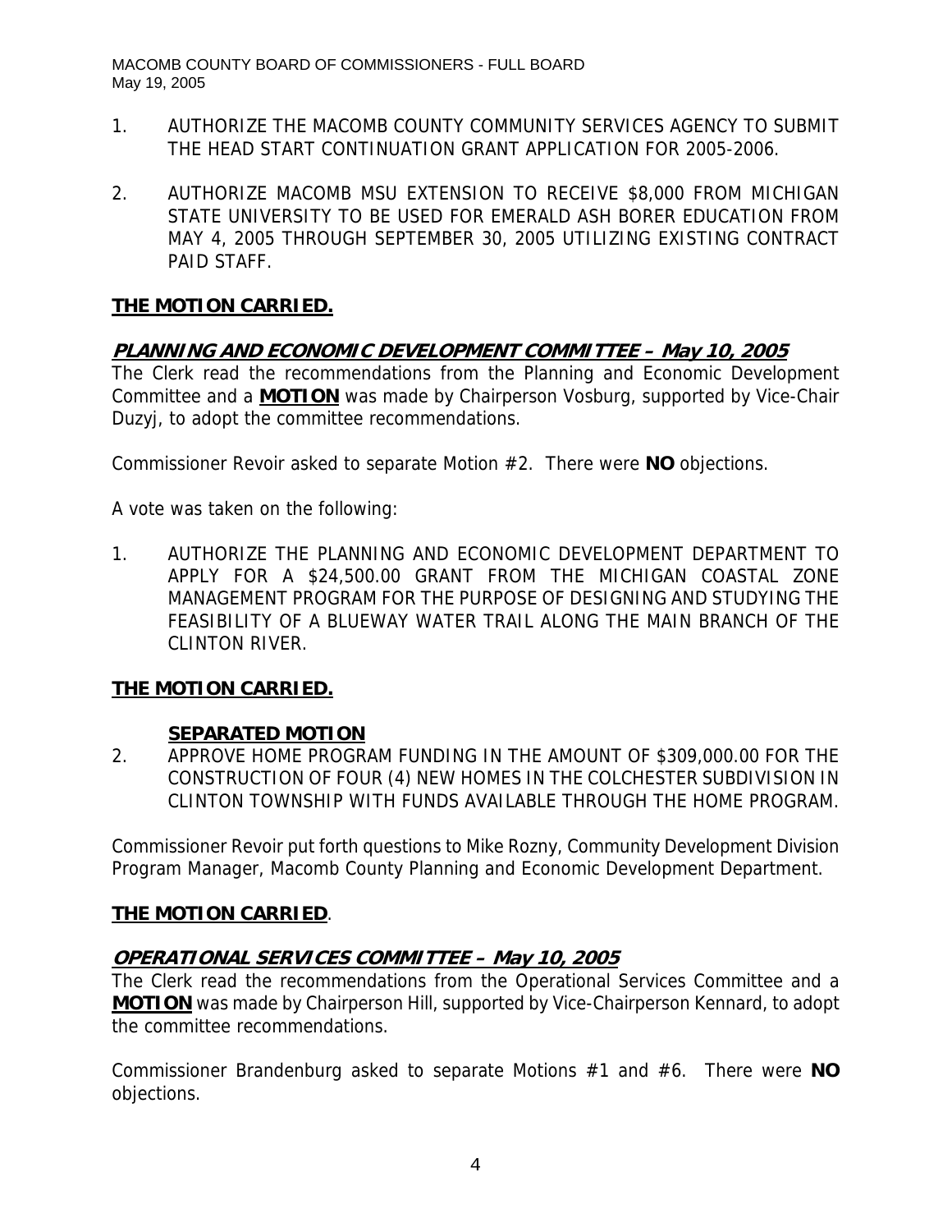1. AUTHORIZE THE MACOMB COUNTY COMMUNITY SERVICES AGENCY TO SUBMIT THE HEAD START CONTINUATION GRANT APPLICATION FOR 2005-2006.

2. AUTHORIZE MACOMB MSU EXTENSION TO RECEIVE $8,000 FROM MICHIGAN STATE UNIVERSITY TO BE USED FOR EMERALD ASH BORER EDUCATION FROM MAY 4, 2005 THROUGH SEPTEMBER 30, 2005 UTILIZING EXISTING CONTRACT PAID STAFF.

**THE MOTION CARRIED.**

### PLANNING AND ECONOMIC DEVELOPMENT COMMITTEE – May 10, 2005

The Clerk read the recommendations from the Planning and Economic Development Committee and a **MOTION** was made by Chairperson Vosburg, supported by Vice-Chair Duzyj, to adopt the committee recommendations.

Commissioner Revoir asked to separate Motion #2. There were **NO** objections.

A vote was taken on the following:

1. AUTHORIZE THE PLANNING AND ECONOMIC DEVELOPMENT DEPARTMENT TO APPLY FOR A $24,500.00 GRANT FROM THE MICHIGAN COASTAL ZONE MANAGEMENT PROGRAM FOR THE PURPOSE OF DESIGNING AND STUDYING THE FEASIBILITY OF A BLUEWAY WATER TRAIL ALONG THE MAIN BRANCH OF THE CLINTON RIVER.

**THE MOTION CARRIED.**

**SEPARATED MOTION**

2. APPROVE HOME PROGRAM FUNDING IN THE AMOUNT OF $309,000.00 FOR THE CONSTRUCTION OF FOUR (4) NEW HOMES IN THE COLCHESTER SUBDIVISION IN CLINTON TOWNSHIP WITH FUNDS AVAILABLE THROUGH THE HOME PROGRAM.

Commissioner Revoir put forth questions to Mike Rozny, Community Development Division Program Manager, Macomb County Planning and Economic Development Department.

**THE MOTION CARRIED**.

### OPERATIONAL SERVICES COMMITTEE – May 10, 2005

The Clerk read the recommendations from the Operational Services Committee and a **MOTION** was made by Chairperson Hill, supported by Vice-Chairperson Kennard, to adopt the committee recommendations.

Commissioner Brandenburg asked to separate Motions #1 and #6. There were **NO** objections.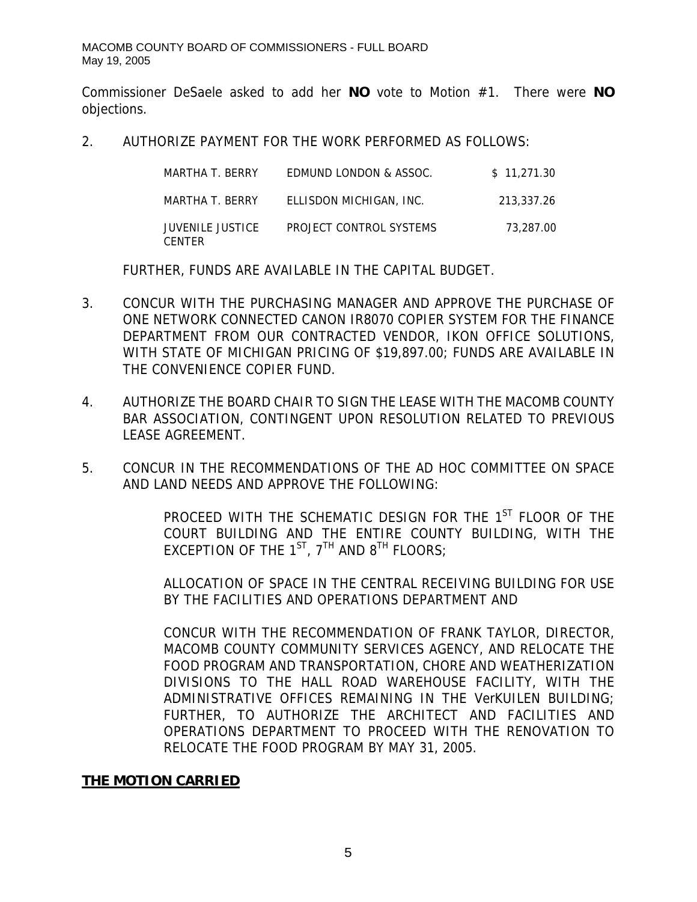Commissioner DeSaele asked to add her **NO** vote to Motion #1. There were **NO** objections.

2. AUTHORIZE PAYMENT FOR THE WORK PERFORMED AS FOLLOWS:

| | | |
|---|---|---|
| MARTHA T. BERRY | EDMUND LONDON & ASSOC. | $ 11,271.30 |
| MARTHA T. BERRY | ELLISDON MICHIGAN, INC. | 213,337.26 |
| JUVENILE JUSTICE CENTER | PROJECT CONTROL SYSTEMS | 73,287.00 |

   FURTHER, FUNDS ARE AVAILABLE IN THE CAPITAL BUDGET.

3. CONCUR WITH THE PURCHASING MANAGER AND APPROVE THE PURCHASE OF ONE NETWORK CONNECTED CANON IR8070 COPIER SYSTEM FOR THE FINANCE DEPARTMENT FROM OUR CONTRACTED VENDOR, IKON OFFICE SOLUTIONS, WITH STATE OF MICHIGAN PRICING OF $19,897.00; FUNDS ARE AVAILABLE IN THE CONVENIENCE COPIER FUND.

4. AUTHORIZE THE BOARD CHAIR TO SIGN THE LEASE WITH THE MACOMB COUNTY BAR ASSOCIATION, CONTINGENT UPON RESOLUTION RELATED TO PREVIOUS LEASE AGREEMENT.

5. CONCUR IN THE RECOMMENDATIONS OF THE AD HOC COMMITTEE ON SPACE AND LAND NEEDS AND APPROVE THE FOLLOWING:

   PROCEED WITH THE SCHEMATIC DESIGN FOR THE 1ST FLOOR OF THE COURT BUILDING AND THE ENTIRE COUNTY BUILDING, WITH THE EXCEPTION OF THE 1ST, 7TH AND 8TH FLOORS;

   ALLOCATION OF SPACE IN THE CENTRAL RECEIVING BUILDING FOR USE BY THE FACILITIES AND OPERATIONS DEPARTMENT AND

   CONCUR WITH THE RECOMMENDATION OF FRANK TAYLOR, DIRECTOR, MACOMB COUNTY COMMUNITY SERVICES AGENCY, AND RELOCATE THE FOOD PROGRAM AND TRANSPORTATION, CHORE AND WEATHERIZATION DIVISIONS TO THE HALL ROAD WAREHOUSE FACILITY, WITH THE ADMINISTRATIVE OFFICES REMAINING IN THE VerKUILEN BUILDING; FURTHER, TO AUTHORIZE THE ARCHITECT AND FACILITIES AND OPERATIONS DEPARTMENT TO PROCEED WITH THE RENOVATION TO RELOCATE THE FOOD PROGRAM BY MAY 31, 2005.

**THE MOTION CARRIED**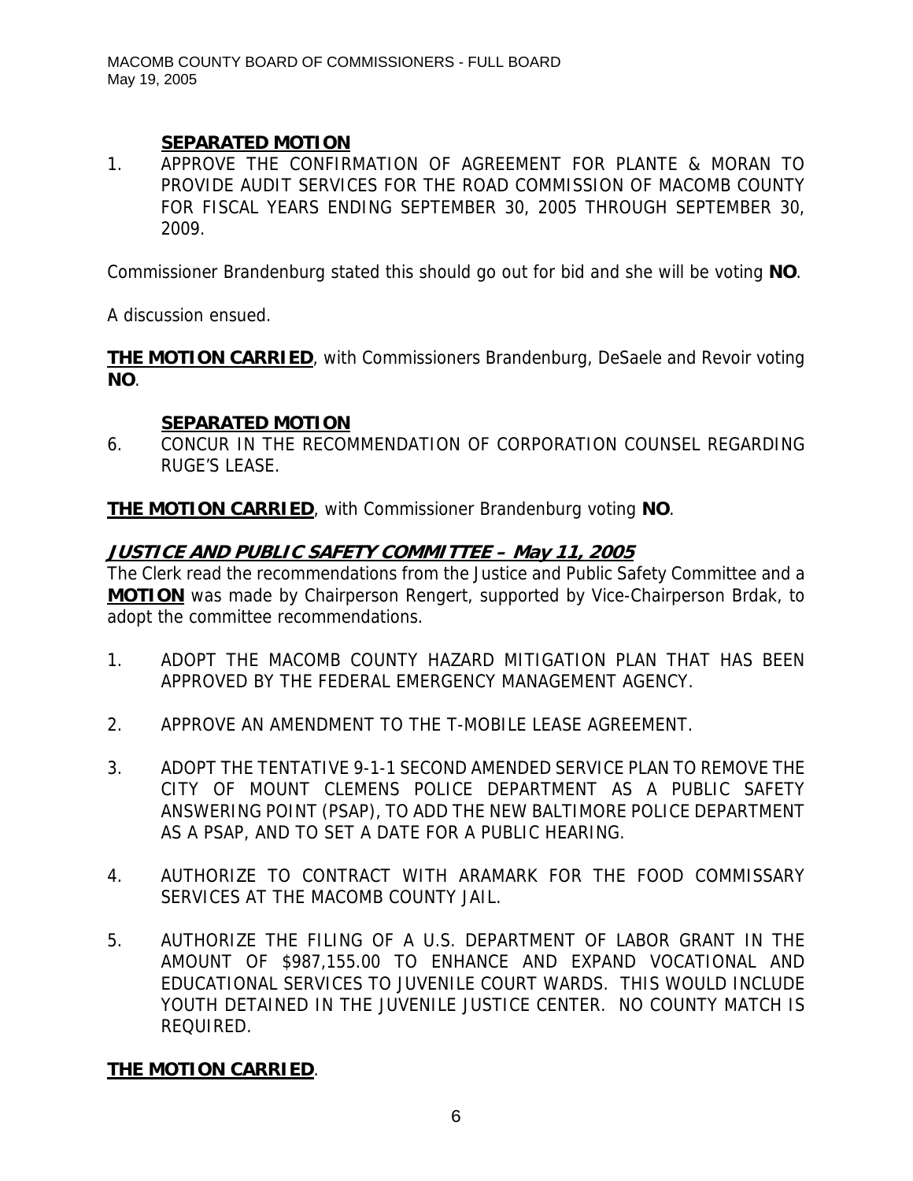**SEPARATED MOTION**

1. APPROVE THE CONFIRMATION OF AGREEMENT FOR PLANTE & MORAN TO PROVIDE AUDIT SERVICES FOR THE ROAD COMMISSION OF MACOMB COUNTY FOR FISCAL YEARS ENDING SEPTEMBER 30, 2005 THROUGH SEPTEMBER 30, 2009.

Commissioner Brandenburg stated this should go out for bid and she will be voting **NO**.

A discussion ensued.

**THE MOTION CARRIED**, with Commissioners Brandenburg, DeSaele and Revoir voting **NO**.

**SEPARATED MOTION**

6. CONCUR IN THE RECOMMENDATION OF CORPORATION COUNSEL REGARDING RUGE'S LEASE.

**THE MOTION CARRIED**, with Commissioner Brandenburg voting **NO**.

## JUSTICE AND PUBLIC SAFETY COMMITTEE – May 11, 2005

The Clerk read the recommendations from the Justice and Public Safety Committee and a **MOTION** was made by Chairperson Rengert, supported by Vice-Chairperson Brdak, to adopt the committee recommendations.

1. ADOPT THE MACOMB COUNTY HAZARD MITIGATION PLAN THAT HAS BEEN APPROVED BY THE FEDERAL EMERGENCY MANAGEMENT AGENCY.

2. APPROVE AN AMENDMENT TO THE T-MOBILE LEASE AGREEMENT.

3. ADOPT THE TENTATIVE 9-1-1 SECOND AMENDED SERVICE PLAN TO REMOVE THE CITY OF MOUNT CLEMENS POLICE DEPARTMENT AS A PUBLIC SAFETY ANSWERING POINT (PSAP), TO ADD THE NEW BALTIMORE POLICE DEPARTMENT AS A PSAP, AND TO SET A DATE FOR A PUBLIC HEARING.

4. AUTHORIZE TO CONTRACT WITH ARAMARK FOR THE FOOD COMMISSARY SERVICES AT THE MACOMB COUNTY JAIL.

5. AUTHORIZE THE FILING OF A U.S. DEPARTMENT OF LABOR GRANT IN THE AMOUNT OF $987,155.00 TO ENHANCE AND EXPAND VOCATIONAL AND EDUCATIONAL SERVICES TO JUVENILE COURT WARDS. THIS WOULD INCLUDE YOUTH DETAINED IN THE JUVENILE JUSTICE CENTER. NO COUNTY MATCH IS REQUIRED.

**THE MOTION CARRIED**.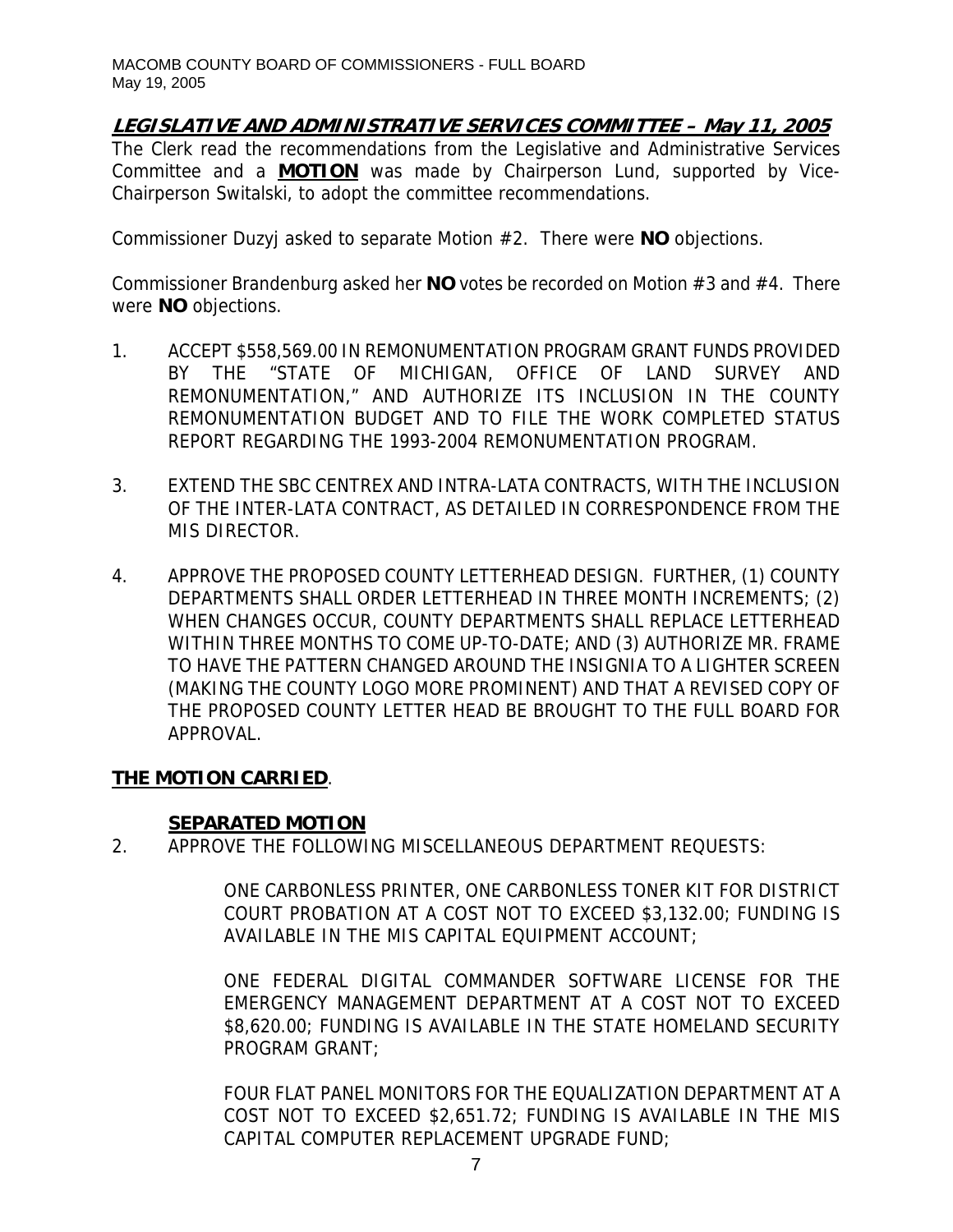**LEGISLATIVE AND ADMINISTRATIVE SERVICES COMMITTEE – May 11, 2005**

The Clerk read the recommendations from the Legislative and Administrative Services Committee and a **MOTION** was made by Chairperson Lund, supported by Vice-Chairperson Switalski, to adopt the committee recommendations.

Commissioner Duzyj asked to separate Motion #2. There were **NO** objections.

Commissioner Brandenburg asked her **NO** votes be recorded on Motion #3 and #4. There were **NO** objections.

1. ACCEPT $558,569.00 IN REMONUMENTATION PROGRAM GRANT FUNDS PROVIDED BY THE "STATE OF MICHIGAN, OFFICE OF LAND SURVEY AND REMONUMENTATION," AND AUTHORIZE ITS INCLUSION IN THE COUNTY REMONUMENTATION BUDGET AND TO FILE THE WORK COMPLETED STATUS REPORT REGARDING THE 1993-2004 REMONUMENTATION PROGRAM.

3. EXTEND THE SBC CENTREX AND INTRA-LATA CONTRACTS, WITH THE INCLUSION OF THE INTER-LATA CONTRACT, AS DETAILED IN CORRESPONDENCE FROM THE MIS DIRECTOR.

4. APPROVE THE PROPOSED COUNTY LETTERHEAD DESIGN. FURTHER, (1) COUNTY DEPARTMENTS SHALL ORDER LETTERHEAD IN THREE MONTH INCREMENTS; (2) WHEN CHANGES OCCUR, COUNTY DEPARTMENTS SHALL REPLACE LETTERHEAD WITHIN THREE MONTHS TO COME UP-TO-DATE; AND (3) AUTHORIZE MR. FRAME TO HAVE THE PATTERN CHANGED AROUND THE INSIGNIA TO A LIGHTER SCREEN (MAKING THE COUNTY LOGO MORE PROMINENT) AND THAT A REVISED COPY OF THE PROPOSED COUNTY LETTER HEAD BE BROUGHT TO THE FULL BOARD FOR APPROVAL.

**THE MOTION CARRIED**.

**SEPARATED MOTION**

2. APPROVE THE FOLLOWING MISCELLANEOUS DEPARTMENT REQUESTS:

   ONE CARBONLESS PRINTER, ONE CARBONLESS TONER KIT FOR DISTRICT COURT PROBATION AT A COST NOT TO EXCEED $3,132.00; FUNDING IS AVAILABLE IN THE MIS CAPITAL EQUIPMENT ACCOUNT;

   ONE FEDERAL DIGITAL COMMANDER SOFTWARE LICENSE FOR THE EMERGENCY MANAGEMENT DEPARTMENT AT A COST NOT TO EXCEED $8,620.00; FUNDING IS AVAILABLE IN THE STATE HOMELAND SECURITY PROGRAM GRANT;

   FOUR FLAT PANEL MONITORS FOR THE EQUALIZATION DEPARTMENT AT A COST NOT TO EXCEED $2,651.72; FUNDING IS AVAILABLE IN THE MIS CAPITAL COMPUTER REPLACEMENT UPGRADE FUND;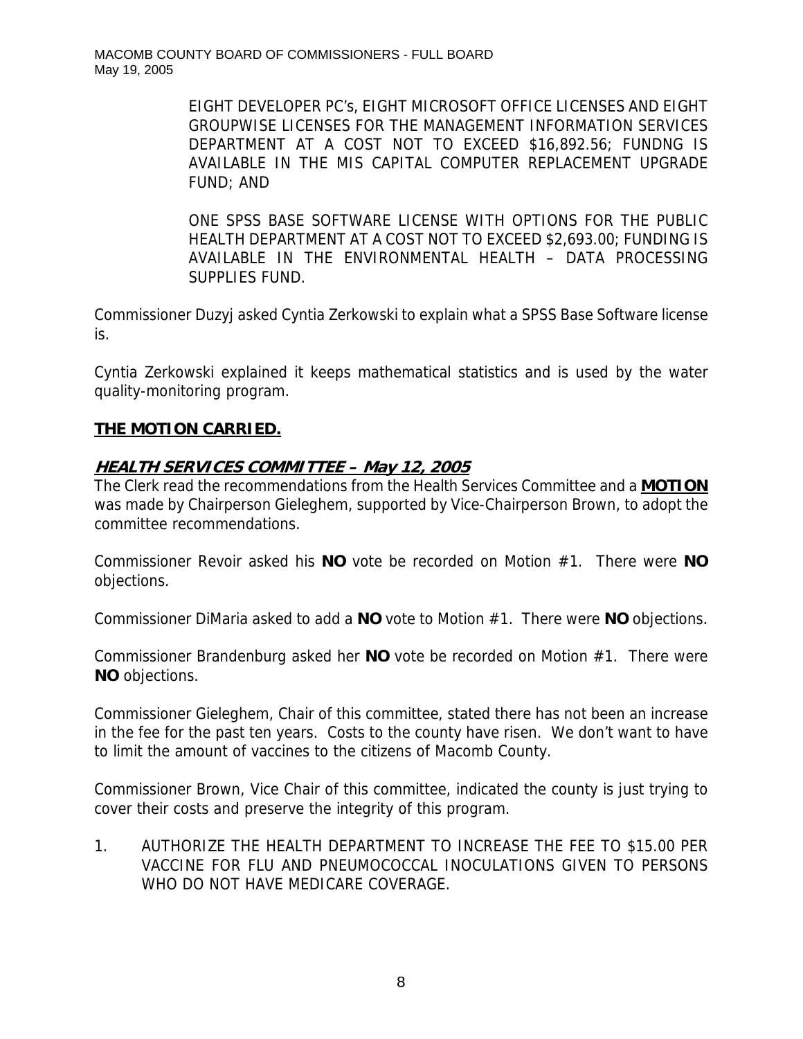EIGHT DEVELOPER PC's, EIGHT MICROSOFT OFFICE LICENSES AND EIGHT GROUPWISE LICENSES FOR THE MANAGEMENT INFORMATION SERVICES DEPARTMENT AT A COST NOT TO EXCEED $16,892.56; FUNDNG IS AVAILABLE IN THE MIS CAPITAL COMPUTER REPLACEMENT UPGRADE FUND; AND

ONE SPSS BASE SOFTWARE LICENSE WITH OPTIONS FOR THE PUBLIC HEALTH DEPARTMENT AT A COST NOT TO EXCEED $2,693.00; FUNDING IS AVAILABLE IN THE ENVIRONMENTAL HEALTH – DATA PROCESSING SUPPLIES FUND.

Commissioner Duzyj asked Cyntia Zerkowski to explain what a SPSS Base Software license is.

Cyntia Zerkowski explained it keeps mathematical statistics and is used by the water quality-monitoring program.

**THE MOTION CARRIED.**

## ***HEALTH SERVICES COMMITTEE – May 12, 2005***

The Clerk read the recommendations from the Health Services Committee and a **MOTION** was made by Chairperson Gieleghem, supported by Vice-Chairperson Brown, to adopt the committee recommendations.

Commissioner Revoir asked his **NO** vote be recorded on Motion #1. There were **NO** objections.

Commissioner DiMaria asked to add a **NO** vote to Motion #1. There were **NO** objections.

Commissioner Brandenburg asked her **NO** vote be recorded on Motion #1. There were **NO** objections.

Commissioner Gieleghem, Chair of this committee, stated there has not been an increase in the fee for the past ten years. Costs to the county have risen. We don't want to have to limit the amount of vaccines to the citizens of Macomb County.

Commissioner Brown, Vice Chair of this committee, indicated the county is just trying to cover their costs and preserve the integrity of this program.

1. AUTHORIZE THE HEALTH DEPARTMENT TO INCREASE THE FEE TO $15.00 PER VACCINE FOR FLU AND PNEUMOCOCCAL INOCULATIONS GIVEN TO PERSONS WHO DO NOT HAVE MEDICARE COVERAGE.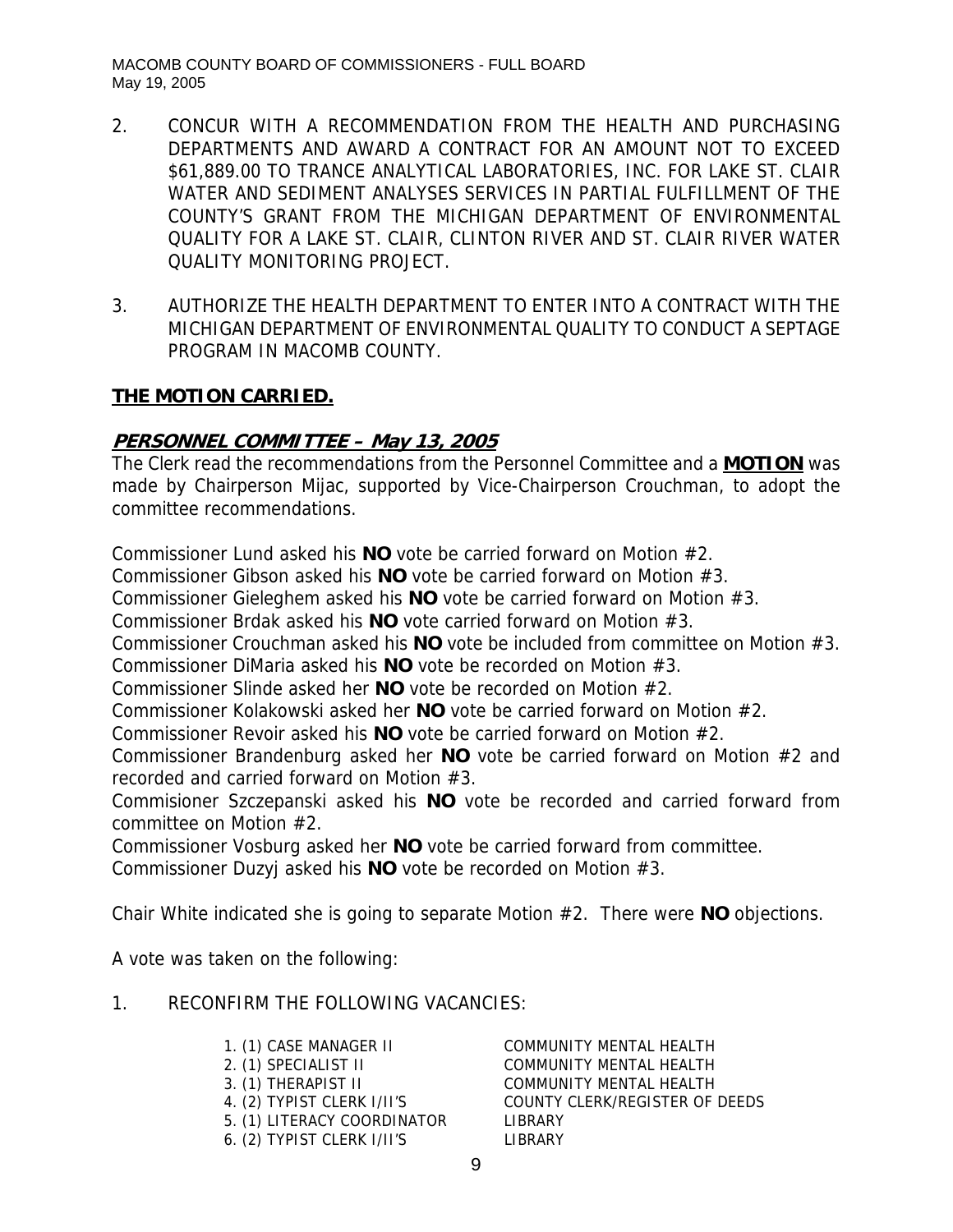2. CONCUR WITH A RECOMMENDATION FROM THE HEALTH AND PURCHASING DEPARTMENTS AND AWARD A CONTRACT FOR AN AMOUNT NOT TO EXCEED $61,889.00 TO TRANCE ANALYTICAL LABORATORIES, INC. FOR LAKE ST. CLAIR WATER AND SEDIMENT ANALYSES SERVICES IN PARTIAL FULFILLMENT OF THE COUNTY'S GRANT FROM THE MICHIGAN DEPARTMENT OF ENVIRONMENTAL QUALITY FOR A LAKE ST. CLAIR, CLINTON RIVER AND ST. CLAIR RIVER WATER QUALITY MONITORING PROJECT.

3. AUTHORIZE THE HEALTH DEPARTMENT TO ENTER INTO A CONTRACT WITH THE MICHIGAN DEPARTMENT OF ENVIRONMENTAL QUALITY TO CONDUCT A SEPTAGE PROGRAM IN MACOMB COUNTY.

**THE MOTION CARRIED.**

## *PERSONNEL COMMITTEE – May 13, 2005*

The Clerk read the recommendations from the Personnel Committee and a **MOTION** was made by Chairperson Mijac, supported by Vice-Chairperson Crouchman, to adopt the committee recommendations.

Commissioner Lund asked his **NO** vote be carried forward on Motion #2.
Commissioner Gibson asked his **NO** vote be carried forward on Motion #3.
Commissioner Gieleghem asked his **NO** vote be carried forward on Motion #3.
Commissioner Brdak asked his **NO** vote carried forward on Motion #3.
Commissioner Crouchman asked his **NO** vote be included from committee on Motion #3.
Commissioner DiMaria asked his **NO** vote be recorded on Motion #3.
Commissioner Slinde asked her **NO** vote be recorded on Motion #2.
Commissioner Kolakowski asked her **NO** vote be carried forward on Motion #2.
Commissioner Revoir asked his **NO** vote be carried forward on Motion #2.
Commissioner Brandenburg asked her **NO** vote be carried forward on Motion #2 and recorded and carried forward on Motion #3.
Commisioner Szczepanski asked his **NO** vote be recorded and carried forward from committee on Motion #2.
Commissioner Vosburg asked her **NO** vote be carried forward from committee.
Commissioner Duzyj asked his **NO** vote be recorded on Motion #3.

Chair White indicated she is going to separate Motion #2. There were **NO** objections.

A vote was taken on the following:

1. RECONFIRM THE FOLLOWING VACANCIES:

| | |
|---|---|
| 1. (1) CASE MANAGER II | COMMUNITY MENTAL HEALTH |
| 2. (1) SPECIALIST II | COMMUNITY MENTAL HEALTH |
| 3. (1) THERAPIST II | COMMUNITY MENTAL HEALTH |
| 4. (2) TYPIST CLERK I/II'S | COUNTY CLERK/REGISTER OF DEEDS |
| 5. (1) LITERACY COORDINATOR | LIBRARY |
| 6. (2) TYPIST CLERK I/II'S | LIBRARY |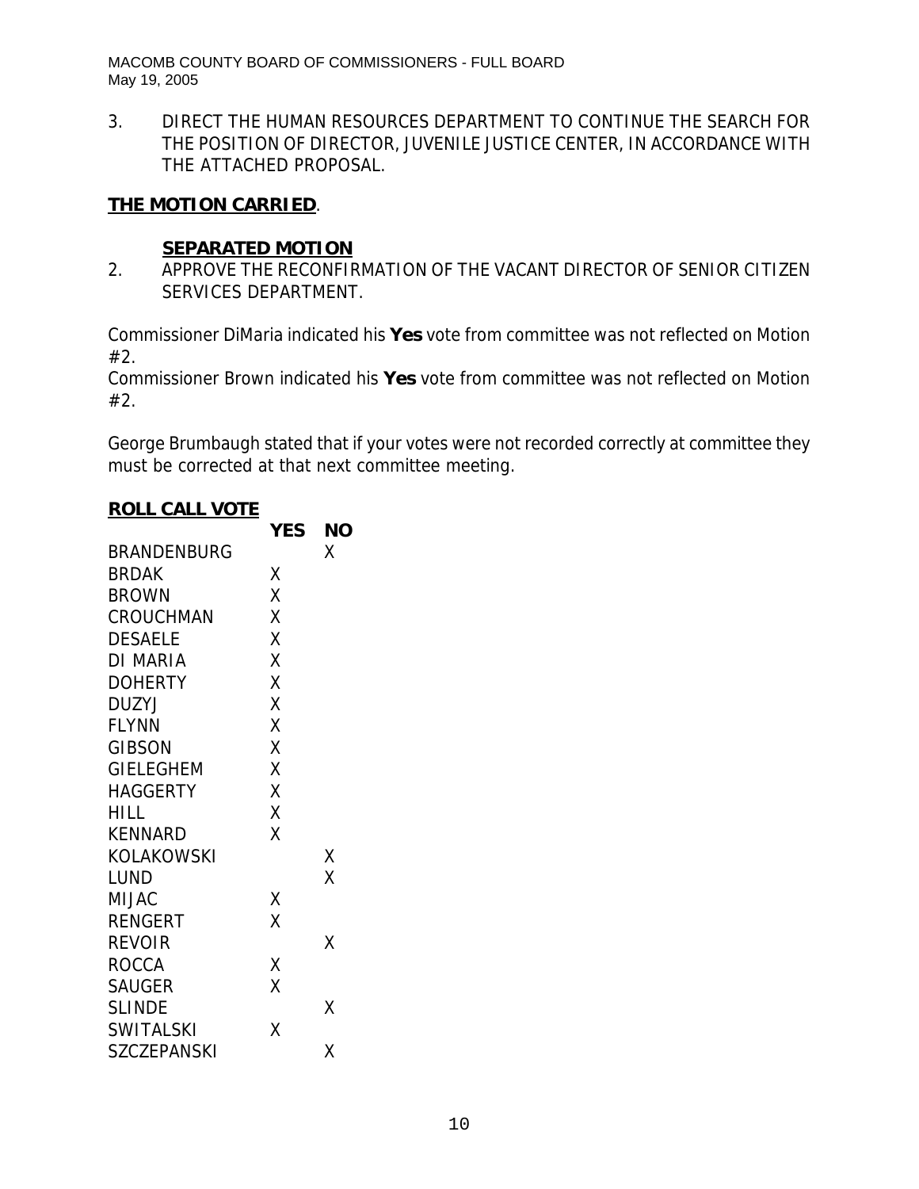3. DIRECT THE HUMAN RESOURCES DEPARTMENT TO CONTINUE THE SEARCH FOR THE POSITION OF DIRECTOR, JUVENILE JUSTICE CENTER, IN ACCORDANCE WITH THE ATTACHED PROPOSAL.

**THE MOTION CARRIED**.

**SEPARATED MOTION**

2. APPROVE THE RECONFIRMATION OF THE VACANT DIRECTOR OF SENIOR CITIZEN SERVICES DEPARTMENT.

Commissioner DiMaria indicated his **Yes** vote from committee was not reflected on Motion #2.
Commissioner Brown indicated his **Yes** vote from committee was not reflected on Motion #2.

George Brumbaugh stated that if your votes were not recorded correctly at committee they must be corrected at that next committee meeting.

**ROLL CALL VOTE**

| | YES | NO |
|---|---|---|
| BRANDENBURG | | X |
| BRDAK | X | |
| BROWN | X | |
| CROUCHMAN | X | |
| DESAELE | X | |
| DI MARIA | X | |
| DOHERTY | X | |
| DUZYJ | X | |
| FLYNN | X | |
| GIBSON | X | |
| GIELEGHEM | X | |
| HAGGERTY | X | |
| HILL | X | |
| KENNARD | X | |
| KOLAKOWSKI | | X |
| LUND | | X |
| MIJAC | X | |
| RENGERT | X | |
| REVOIR | | X |
| ROCCA | X | |
| SAUGER | X | |
| SLINDE | | X |
| SWITALSKI | X | |
| SZCZEPANSKI | | X |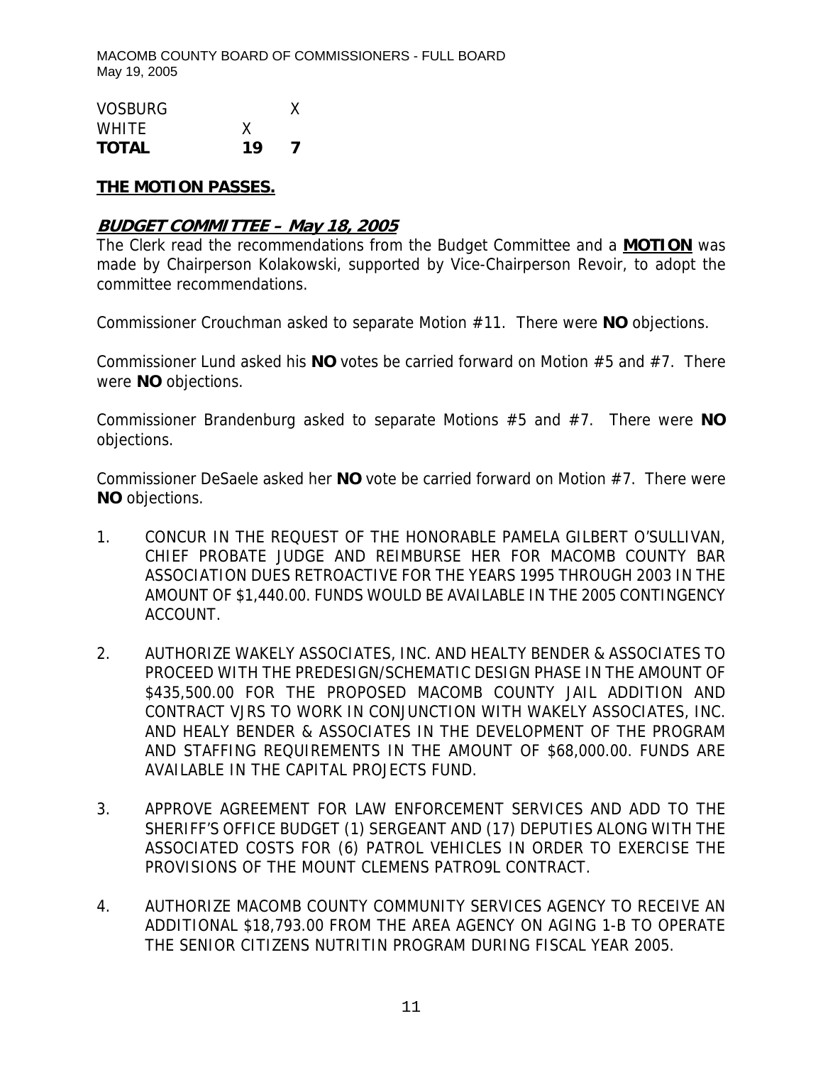| | | |
|---|---|---|
| VOSBURG | | X |
| WHITE | X | |
| **TOTAL** | **19** | **7** |

**<u>THE MOTION PASSES.</u>**

## ***<u>BUDGET COMMITTEE – May 18, 2005</u>***

The Clerk read the recommendations from the Budget Committee and a **<u>MOTION</u>** was made by Chairperson Kolakowski, supported by Vice-Chairperson Revoir, to adopt the committee recommendations.

Commissioner Crouchman asked to separate Motion #11. There were **NO** objections.

Commissioner Lund asked his **NO** votes be carried forward on Motion #5 and #7. There were **NO** objections.

Commissioner Brandenburg asked to separate Motions #5 and #7. There were **NO** objections.

Commissioner DeSaele asked her **NO** vote be carried forward on Motion #7. There were **NO** objections.

1. CONCUR IN THE REQUEST OF THE HONORABLE PAMELA GILBERT O'SULLIVAN, CHIEF PROBATE JUDGE AND REIMBURSE HER FOR MACOMB COUNTY BAR ASSOCIATION DUES RETROACTIVE FOR THE YEARS 1995 THROUGH 2003 IN THE AMOUNT OF $1,440.00. FUNDS WOULD BE AVAILABLE IN THE 2005 CONTINGENCY ACCOUNT.

2. AUTHORIZE WAKELY ASSOCIATES, INC. AND HEALTY BENDER & ASSOCIATES TO PROCEED WITH THE PREDESIGN/SCHEMATIC DESIGN PHASE IN THE AMOUNT OF $435,500.00 FOR THE PROPOSED MACOMB COUNTY JAIL ADDITION AND CONTRACT VJRS TO WORK IN CONJUNCTION WITH WAKELY ASSOCIATES, INC. AND HEALY BENDER & ASSOCIATES IN THE DEVELOPMENT OF THE PROGRAM AND STAFFING REQUIREMENTS IN THE AMOUNT OF $68,000.00. FUNDS ARE AVAILABLE IN THE CAPITAL PROJECTS FUND.

3. APPROVE AGREEMENT FOR LAW ENFORCEMENT SERVICES AND ADD TO THE SHERIFF'S OFFICE BUDGET (1) SERGEANT AND (17) DEPUTIES ALONG WITH THE ASSOCIATED COSTS FOR (6) PATROL VEHICLES IN ORDER TO EXERCISE THE PROVISIONS OF THE MOUNT CLEMENS PATRO9L CONTRACT.

4. AUTHORIZE MACOMB COUNTY COMMUNITY SERVICES AGENCY TO RECEIVE AN ADDITIONAL $18,793.00 FROM THE AREA AGENCY ON AGING 1-B TO OPERATE THE SENIOR CITIZENS NUTRITIN PROGRAM DURING FISCAL YEAR 2005.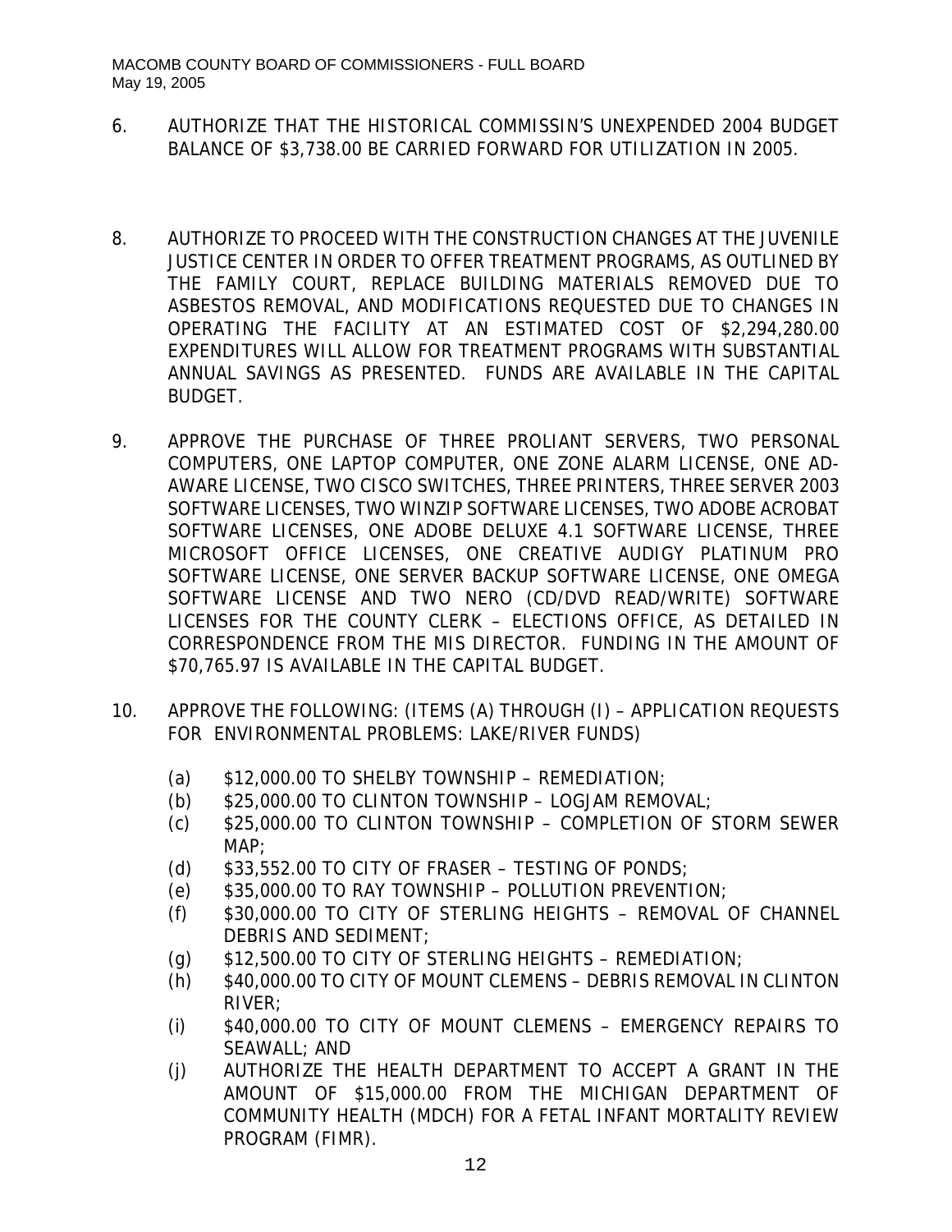6. AUTHORIZE THAT THE HISTORICAL COMMISSIN'S UNEXPENDED 2004 BUDGET BALANCE OF $3,738.00 BE CARRIED FORWARD FOR UTILIZATION IN 2005.

8. AUTHORIZE TO PROCEED WITH THE CONSTRUCTION CHANGES AT THE JUVENILE JUSTICE CENTER IN ORDER TO OFFER TREATMENT PROGRAMS, AS OUTLINED BY THE FAMILY COURT, REPLACE BUILDING MATERIALS REMOVED DUE TO ASBESTOS REMOVAL, AND MODIFICATIONS REQUESTED DUE TO CHANGES IN OPERATING THE FACILITY AT AN ESTIMATED COST OF $2,294,280.00 EXPENDITURES WILL ALLOW FOR TREATMENT PROGRAMS WITH SUBSTANTIAL ANNUAL SAVINGS AS PRESENTED. FUNDS ARE AVAILABLE IN THE CAPITAL BUDGET.

9. APPROVE THE PURCHASE OF THREE PROLIANT SERVERS, TWO PERSONAL COMPUTERS, ONE LAPTOP COMPUTER, ONE ZONE ALARM LICENSE, ONE AD-AWARE LICENSE, TWO CISCO SWITCHES, THREE PRINTERS, THREE SERVER 2003 SOFTWARE LICENSES, TWO WINZIP SOFTWARE LICENSES, TWO ADOBE ACROBAT SOFTWARE LICENSES, ONE ADOBE DELUXE 4.1 SOFTWARE LICENSE, THREE MICROSOFT OFFICE LICENSES, ONE CREATIVE AUDIGY PLATINUM PRO SOFTWARE LICENSE, ONE SERVER BACKUP SOFTWARE LICENSE, ONE OMEGA SOFTWARE LICENSE AND TWO NERO (CD/DVD READ/WRITE) SOFTWARE LICENSES FOR THE COUNTY CLERK – ELECTIONS OFFICE, AS DETAILED IN CORRESPONDENCE FROM THE MIS DIRECTOR. FUNDING IN THE AMOUNT OF $70,765.97 IS AVAILABLE IN THE CAPITAL BUDGET.

10. APPROVE THE FOLLOWING: (ITEMS (A) THROUGH (I) – APPLICATION REQUESTS FOR ENVIRONMENTAL PROBLEMS: LAKE/RIVER FUNDS)

    (a) $12,000.00 TO SHELBY TOWNSHIP – REMEDIATION;
    (b) $25,000.00 TO CLINTON TOWNSHIP – LOGJAM REMOVAL;
    (c) $25,000.00 TO CLINTON TOWNSHIP – COMPLETION OF STORM SEWER MAP;
    (d) $33,552.00 TO CITY OF FRASER – TESTING OF PONDS;
    (e) $35,000.00 TO RAY TOWNSHIP – POLLUTION PREVENTION;
    (f) $30,000.00 TO CITY OF STERLING HEIGHTS – REMOVAL OF CHANNEL DEBRIS AND SEDIMENT;
    (g) $12,500.00 TO CITY OF STERLING HEIGHTS – REMEDIATION;
    (h) $40,000.00 TO CITY OF MOUNT CLEMENS – DEBRIS REMOVAL IN CLINTON RIVER;
    (i) $40,000.00 TO CITY OF MOUNT CLEMENS – EMERGENCY REPAIRS TO SEAWALL; AND
    (j) AUTHORIZE THE HEALTH DEPARTMENT TO ACCEPT A GRANT IN THE AMOUNT OF $15,000.00 FROM THE MICHIGAN DEPARTMENT OF COMMUNITY HEALTH (MDCH) FOR A FETAL INFANT MORTALITY REVIEW PROGRAM (FIMR).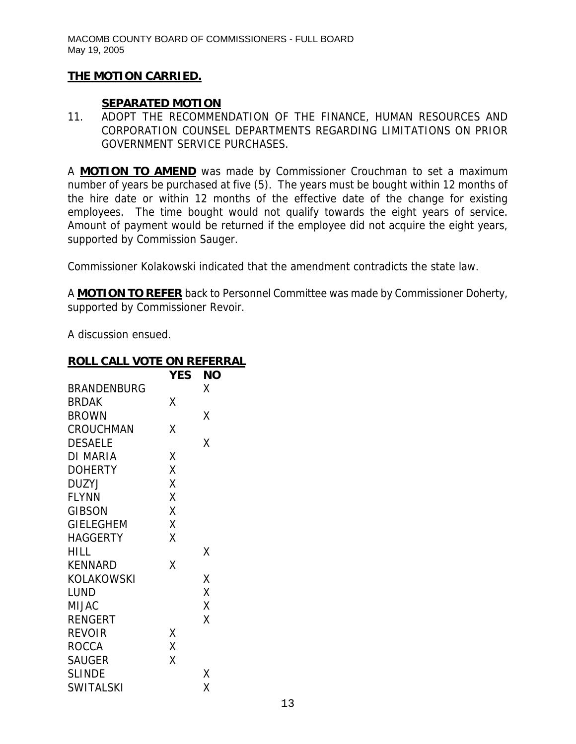**THE MOTION CARRIED.**

**SEPARATED MOTION**

11. ADOPT THE RECOMMENDATION OF THE FINANCE, HUMAN RESOURCES AND CORPORATION COUNSEL DEPARTMENTS REGARDING LIMITATIONS ON PRIOR GOVERNMENT SERVICE PURCHASES.

A **MOTION TO AMEND** was made by Commissioner Crouchman to set a maximum number of years be purchased at five (5). The years must be bought within 12 months of the hire date or within 12 months of the effective date of the change for existing employees. The time bought would not qualify towards the eight years of service. Amount of payment would be returned if the employee did not acquire the eight years, supported by Commission Sauger.

Commissioner Kolakowski indicated that the amendment contradicts the state law.

A **MOTION TO REFER** back to Personnel Committee was made by Commissioner Doherty, supported by Commissioner Revoir.

A discussion ensued.

**ROLL CALL VOTE ON REFERRAL**

| | YES | NO |
|---|---|---|
| BRANDENBURG | | X |
| BRDAK | X | |
| BROWN | | X |
| CROUCHMAN | X | |
| DESAELE | | X |
| DI MARIA | X | |
| DOHERTY | X | |
| DUZYJ | X | |
| FLYNN | X | |
| GIBSON | X | |
| GIELEGHEM | X | |
| HAGGERTY | X | |
| HILL | | X |
| KENNARD | X | |
| KOLAKOWSKI | | X |
| LUND | | X |
| MIJAC | | X |
| RENGERT | | X |
| REVOIR | X | |
| ROCCA | X | |
| SAUGER | X | |
| SLINDE | | X |
| SWITALSKI | | X |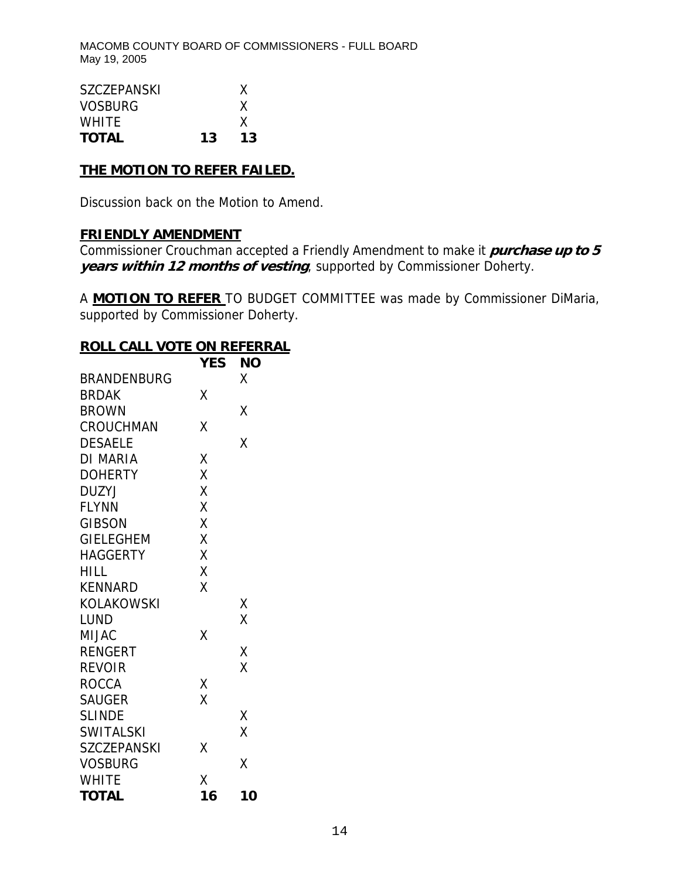| | | |
|---|---|---|
| SZCZEPANSKI | | X |
| VOSBURG | | X |
| WHITE | | X |
| **TOTAL** | **13** | **13** |

**THE MOTION TO REFER FAILED.**

Discussion back on the Motion to Amend.

**FRIENDLY AMENDMENT**

Commissioner Crouchman accepted a Friendly Amendment to make it ***purchase up to 5 years within 12 months of vesting***, supported by Commissioner Doherty.

A **MOTION TO REFER** TO BUDGET COMMITTEE was made by Commissioner DiMaria, supported by Commissioner Doherty.

**ROLL CALL VOTE ON REFERRAL**

| | **YES** | **NO** |
|---|---|---|
| BRANDENBURG | | X |
| BRDAK | X | |
| BROWN | | X |
| CROUCHMAN | X | |
| DESAELE | | X |
| DI MARIA | X | |
| DOHERTY | X | |
| DUZYJ | X | |
| FLYNN | X | |
| GIBSON | X | |
| GIELEGHEM | X | |
| HAGGERTY | X | |
| HILL | X | |
| KENNARD | X | |
| KOLAKOWSKI | | X |
| LUND | | X |
| MIJAC | X | |
| RENGERT | | X |
| REVOIR | | X |
| ROCCA | X | |
| SAUGER | X | |
| SLINDE | | X |
| SWITALSKI | | X |
| SZCZEPANSKI | X | |
| VOSBURG | | X |
| WHITE | X | |
| **TOTAL** | **16** | **10** |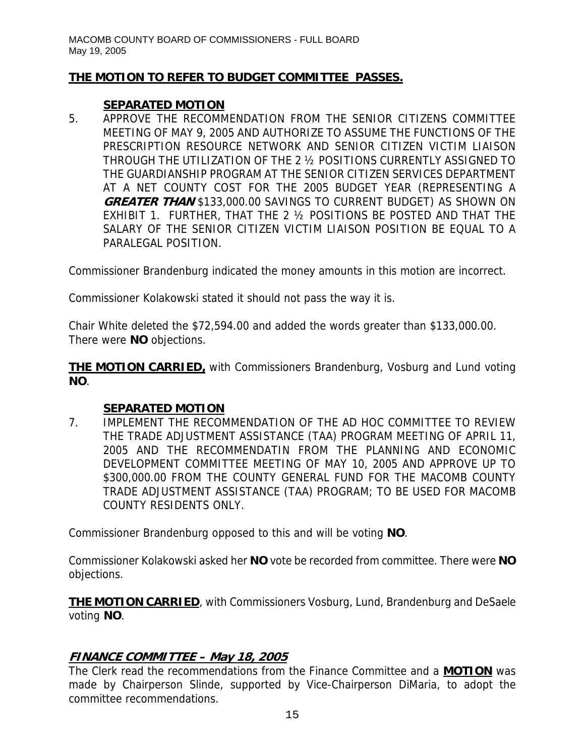**THE MOTION TO REFER TO BUDGET COMMITTEE PASSES.**

**SEPARATED MOTION**

5. APPROVE THE RECOMMENDATION FROM THE SENIOR CITIZENS COMMITTEE MEETING OF MAY 9, 2005 AND AUTHORIZE TO ASSUME THE FUNCTIONS OF THE PRESCRIPTION RESOURCE NETWORK AND SENIOR CITIZEN VICTIM LIAISON THROUGH THE UTILIZATION OF THE 2 ½ POSITIONS CURRENTLY ASSIGNED TO THE GUARDIANSHIP PROGRAM AT THE SENIOR CITIZEN SERVICES DEPARTMENT AT A NET COUNTY COST FOR THE 2005 BUDGET YEAR (REPRESENTING A ***GREATER THAN*** $133,000.00 SAVINGS TO CURRENT BUDGET) AS SHOWN ON EXHIBIT 1. FURTHER, THAT THE 2 ½ POSITIONS BE POSTED AND THAT THE SALARY OF THE SENIOR CITIZEN VICTIM LIAISON POSITION BE EQUAL TO A PARALEGAL POSITION.

Commissioner Brandenburg indicated the money amounts in this motion are incorrect.

Commissioner Kolakowski stated it should not pass the way it is.

Chair White deleted the $72,594.00 and added the words greater than $133,000.00. There were **NO** objections.

**THE MOTION CARRIED,** with Commissioners Brandenburg, Vosburg and Lund voting **NO**.

**SEPARATED MOTION**

7. IMPLEMENT THE RECOMMENDATION OF THE AD HOC COMMITTEE TO REVIEW THE TRADE ADJUSTMENT ASSISTANCE (TAA) PROGRAM MEETING OF APRIL 11, 2005 AND THE RECOMMENDATIN FROM THE PLANNING AND ECONOMIC DEVELOPMENT COMMITTEE MEETING OF MAY 10, 2005 AND APPROVE UP TO $300,000.00 FROM THE COUNTY GENERAL FUND FOR THE MACOMB COUNTY TRADE ADJUSTMENT ASSISTANCE (TAA) PROGRAM; TO BE USED FOR MACOMB COUNTY RESIDENTS ONLY.

Commissioner Brandenburg opposed to this and will be voting **NO**.

Commissioner Kolakowski asked her **NO** vote be recorded from committee. There were **NO** objections.

**THE MOTION CARRIED**, with Commissioners Vosburg, Lund, Brandenburg and DeSaele voting **NO**.

## ***FINANCE COMMITTEE – May 18, 2005***

The Clerk read the recommendations from the Finance Committee and a **MOTION** was made by Chairperson Slinde, supported by Vice-Chairperson DiMaria, to adopt the committee recommendations.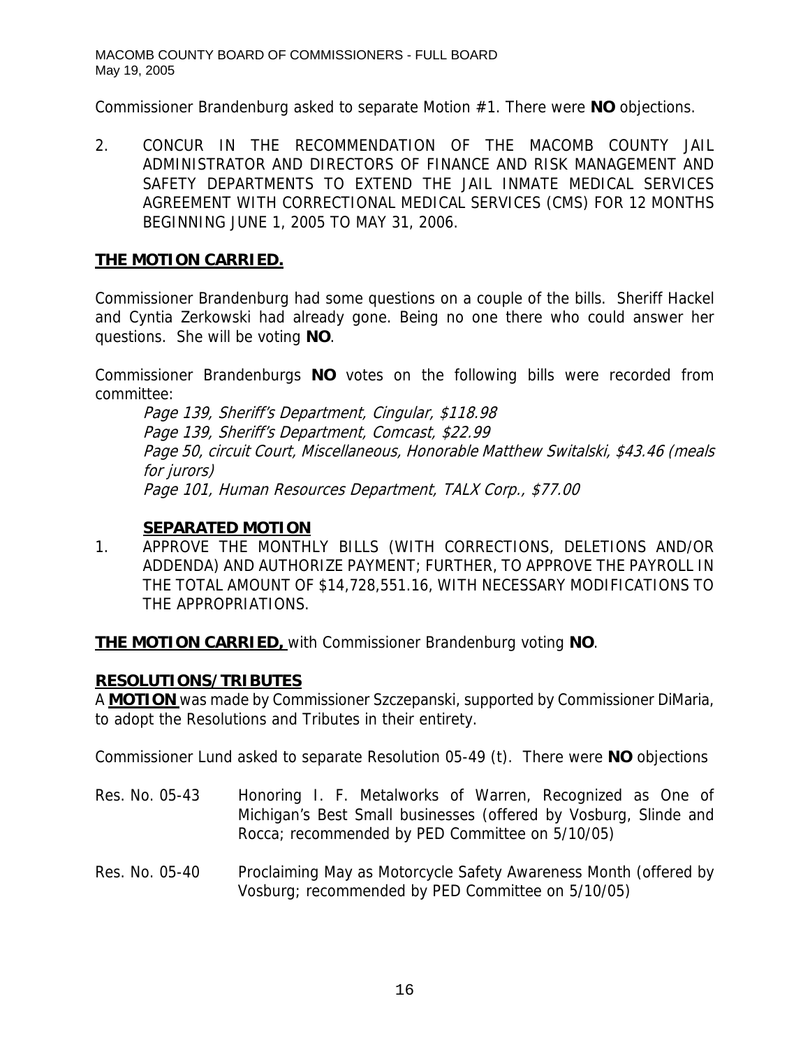Commissioner Brandenburg asked to separate Motion #1. There were **NO** objections.

2. CONCUR IN THE RECOMMENDATION OF THE MACOMB COUNTY JAIL ADMINISTRATOR AND DIRECTORS OF FINANCE AND RISK MANAGEMENT AND SAFETY DEPARTMENTS TO EXTEND THE JAIL INMATE MEDICAL SERVICES AGREEMENT WITH CORRECTIONAL MEDICAL SERVICES (CMS) FOR 12 MONTHS BEGINNING JUNE 1, 2005 TO MAY 31, 2006.

**THE MOTION CARRIED.**

Commissioner Brandenburg had some questions on a couple of the bills. Sheriff Hackel and Cyntia Zerkowski had already gone. Being no one there who could answer her questions. She will be voting **NO**.

Commissioner Brandenburgs **NO** votes on the following bills were recorded from committee:

*Page 139, Sheriff's Department, Cingular, $118.98*
*Page 139, Sheriff's Department, Comcast, $22.99*
*Page 50, circuit Court, Miscellaneous, Honorable Matthew Switalski, $43.46 (meals for jurors)*
*Page 101, Human Resources Department, TALX Corp., $77.00*

**SEPARATED MOTION**

1. APPROVE THE MONTHLY BILLS (WITH CORRECTIONS, DELETIONS AND/OR ADDENDA) AND AUTHORIZE PAYMENT; FURTHER, TO APPROVE THE PAYROLL IN THE TOTAL AMOUNT OF $14,728,551.16, WITH NECESSARY MODIFICATIONS TO THE APPROPRIATIONS.

**THE MOTION CARRIED,** with Commissioner Brandenburg voting **NO**.

**RESOLUTIONS/TRIBUTES**

A **MOTION** was made by Commissioner Szczepanski, supported by Commissioner DiMaria, to adopt the Resolutions and Tributes in their entirety.

Commissioner Lund asked to separate Resolution 05-49 (t). There were **NO** objections

Res. No. 05-43 Honoring I. F. Metalworks of Warren, Recognized as One of Michigan's Best Small businesses (offered by Vosburg, Slinde and Rocca; recommended by PED Committee on 5/10/05)

Res. No. 05-40 Proclaiming May as Motorcycle Safety Awareness Month (offered by Vosburg; recommended by PED Committee on 5/10/05)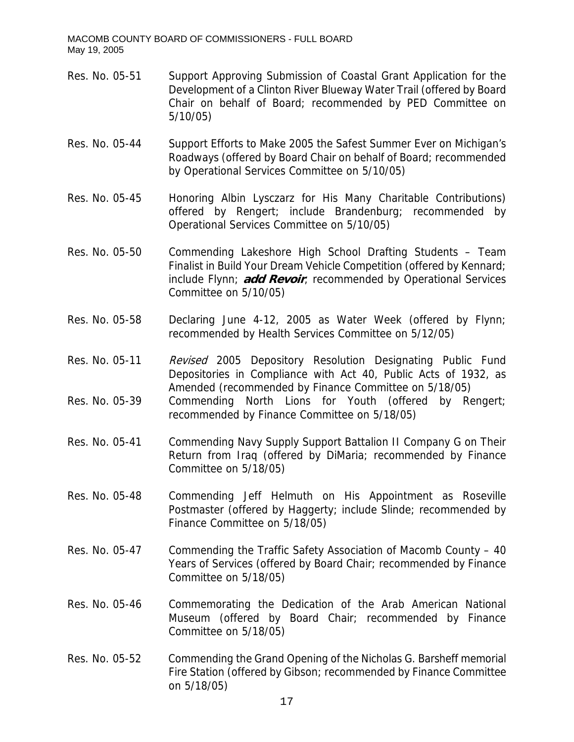Res. No. 05-51 Support Approving Submission of Coastal Grant Application for the Development of a Clinton River Blueway Water Trail (offered by Board Chair on behalf of Board; recommended by PED Committee on 5/10/05)

Res. No. 05-44 Support Efforts to Make 2005 the Safest Summer Ever on Michigan's Roadways (offered by Board Chair on behalf of Board; recommended by Operational Services Committee on 5/10/05)

Res. No. 05-45 Honoring Albin Lysczarz for His Many Charitable Contributions) offered by Rengert; include Brandenburg; recommended by Operational Services Committee on 5/10/05)

Res. No. 05-50 Commending Lakeshore High School Drafting Students – Team Finalist in Build Your Dream Vehicle Competition (offered by Kennard; include Flynn; ***add Revoir***; recommended by Operational Services Committee on 5/10/05)

Res. No. 05-58 Declaring June 4-12, 2005 as Water Week (offered by Flynn; recommended by Health Services Committee on 5/12/05)

Res. No. 05-11 *Revised* 2005 Depository Resolution Designating Public Fund Depositories in Compliance with Act 40, Public Acts of 1932, as Amended (recommended by Finance Committee on 5/18/05)

Res. No. 05-39 Commending North Lions for Youth (offered by Rengert; recommended by Finance Committee on 5/18/05)

Res. No. 05-41 Commending Navy Supply Support Battalion II Company G on Their Return from Iraq (offered by DiMaria; recommended by Finance Committee on 5/18/05)

Res. No. 05-48 Commending Jeff Helmuth on His Appointment as Roseville Postmaster (offered by Haggerty; include Slinde; recommended by Finance Committee on 5/18/05)

Res. No. 05-47 Commending the Traffic Safety Association of Macomb County – 40 Years of Services (offered by Board Chair; recommended by Finance Committee on 5/18/05)

Res. No. 05-46 Commemorating the Dedication of the Arab American National Museum (offered by Board Chair; recommended by Finance Committee on 5/18/05)

Res. No. 05-52 Commending the Grand Opening of the Nicholas G. Barsheff memorial Fire Station (offered by Gibson; recommended by Finance Committee on 5/18/05)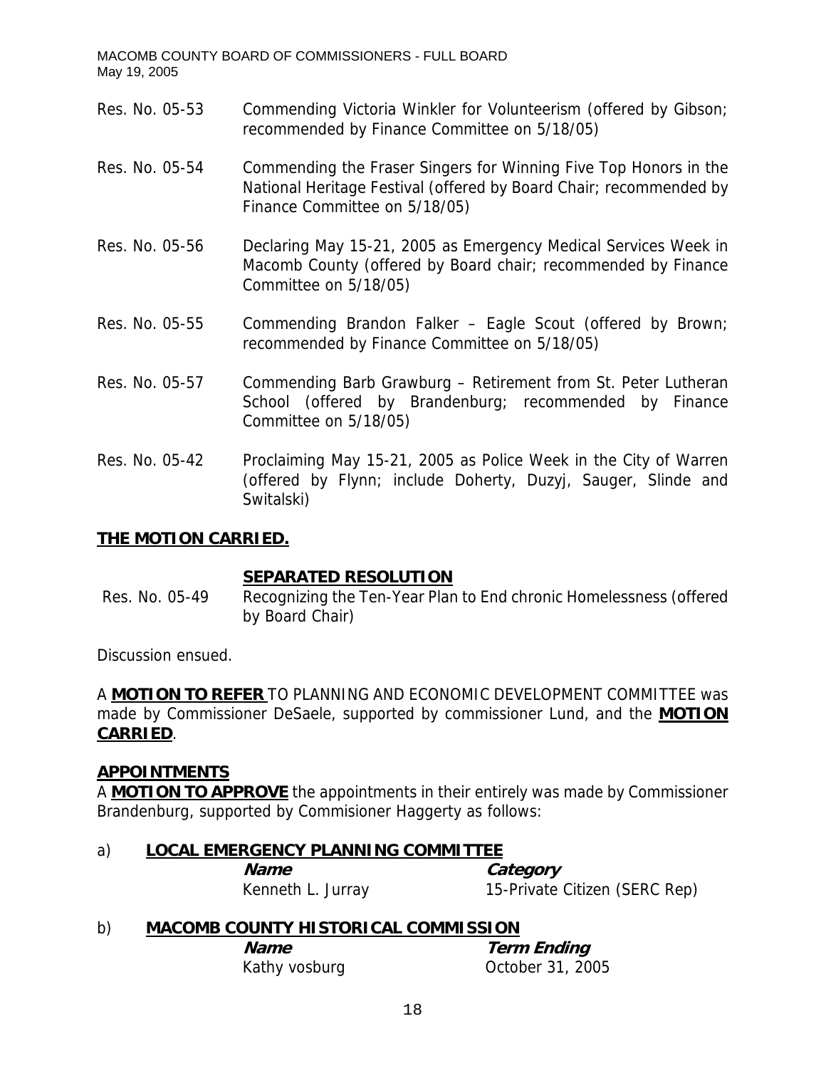Res. No. 05-53 Commending Victoria Winkler for Volunteerism (offered by Gibson; recommended by Finance Committee on 5/18/05)

Res. No. 05-54 Commending the Fraser Singers for Winning Five Top Honors in the National Heritage Festival (offered by Board Chair; recommended by Finance Committee on 5/18/05)

Res. No. 05-56 Declaring May 15-21, 2005 as Emergency Medical Services Week in Macomb County (offered by Board chair; recommended by Finance Committee on 5/18/05)

Res. No. 05-55 Commending Brandon Falker – Eagle Scout (offered by Brown; recommended by Finance Committee on 5/18/05)

Res. No. 05-57 Commending Barb Grawburg – Retirement from St. Peter Lutheran School (offered by Brandenburg; recommended by Finance Committee on 5/18/05)

Res. No. 05-42 Proclaiming May 15-21, 2005 as Police Week in the City of Warren (offered by Flynn; include Doherty, Duzyj, Sauger, Slinde and Switalski)

**THE MOTION CARRIED.**

**SEPARATED RESOLUTION**

Res. No. 05-49 Recognizing the Ten-Year Plan to End chronic Homelessness (offered by Board Chair)

Discussion ensued.

A **MOTION TO REFER** TO PLANNING AND ECONOMIC DEVELOPMENT COMMITTEE was made by Commissioner DeSaele, supported by commissioner Lund, and the **MOTION CARRIED**.

**APPOINTMENTS**

A **MOTION TO APPROVE** the appointments in their entirely was made by Commissioner Brandenburg, supported by Commisioner Haggerty as follows:

a) **LOCAL EMERGENCY PLANNING COMMITTEE**

| ***Name*** | ***Category*** |
|---|---|
| Kenneth L. Jurray | 15-Private Citizen (SERC Rep) |

b) **MACOMB COUNTY HISTORICAL COMMISSION**

| ***Name*** | ***Term Ending*** |
|---|---|
| Kathy vosburg | October 31, 2005 |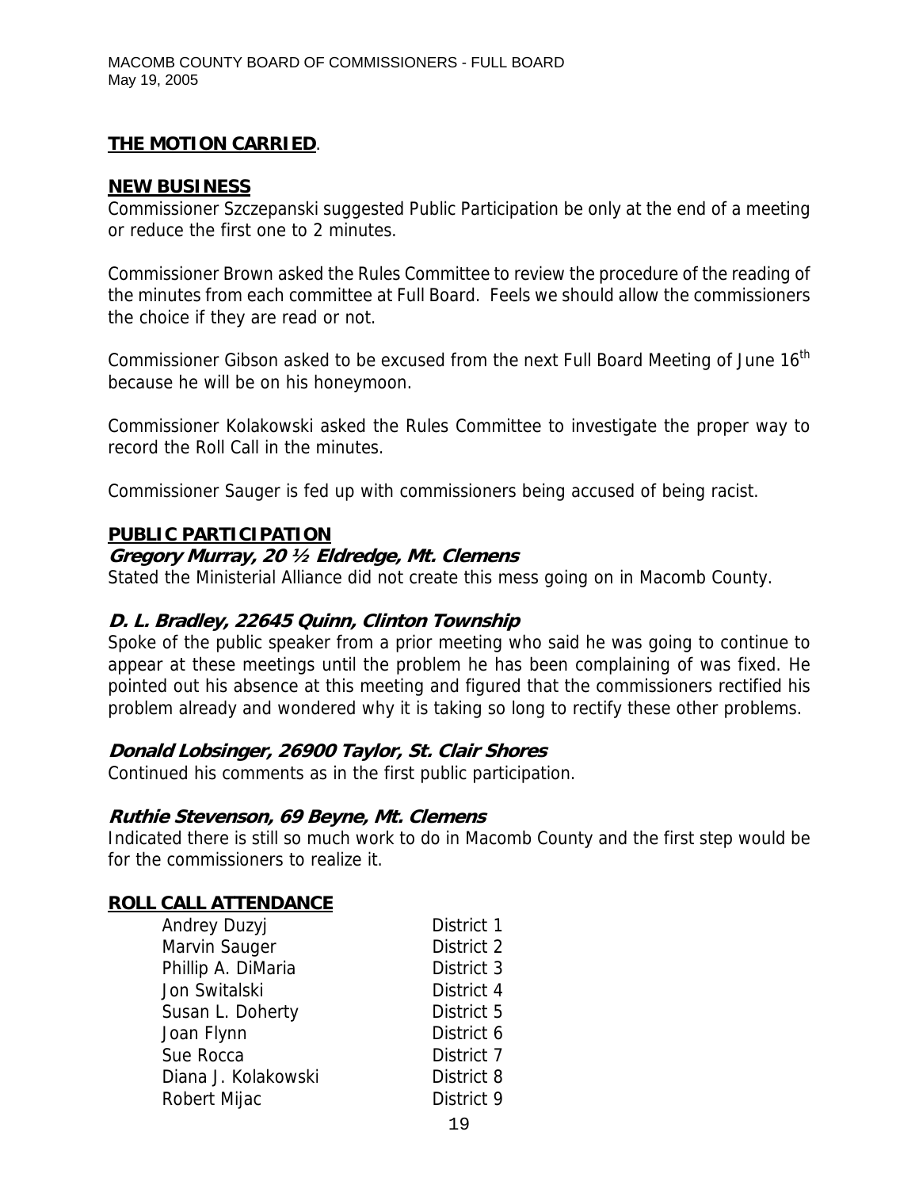**THE MOTION CARRIED**.

## NEW BUSINESS

Commissioner Szczepanski suggested Public Participation be only at the end of a meeting or reduce the first one to 2 minutes.

Commissioner Brown asked the Rules Committee to review the procedure of the reading of the minutes from each committee at Full Board. Feels we should allow the commissioners the choice if they are read or not.

Commissioner Gibson asked to be excused from the next Full Board Meeting of June 16th because he will be on his honeymoon.

Commissioner Kolakowski asked the Rules Committee to investigate the proper way to record the Roll Call in the minutes.

Commissioner Sauger is fed up with commissioners being accused of being racist.

## PUBLIC PARTICIPATION

***Gregory Murray, 20 ½ Eldredge, Mt. Clemens***

Stated the Ministerial Alliance did not create this mess going on in Macomb County.

***D. L. Bradley, 22645 Quinn, Clinton Township***

Spoke of the public speaker from a prior meeting who said he was going to continue to appear at these meetings until the problem he has been complaining of was fixed. He pointed out his absence at this meeting and figured that the commissioners rectified his problem already and wondered why it is taking so long to rectify these other problems.

***Donald Lobsinger, 26900 Taylor, St. Clair Shores***

Continued his comments as in the first public participation.

***Ruthie Stevenson, 69 Beyne, Mt. Clemens***

Indicated there is still so much work to do in Macomb County and the first step would be for the commissioners to realize it.

## ROLL CALL ATTENDANCE

| | |
|---|---|
| Andrey Duzyj | District 1 |
| Marvin Sauger | District 2 |
| Phillip A. DiMaria | District 3 |
| Jon Switalski | District 4 |
| Susan L. Doherty | District 5 |
| Joan Flynn | District 6 |
| Sue Rocca | District 7 |
| Diana J. Kolakowski | District 8 |
| Robert Mijac | District 9 |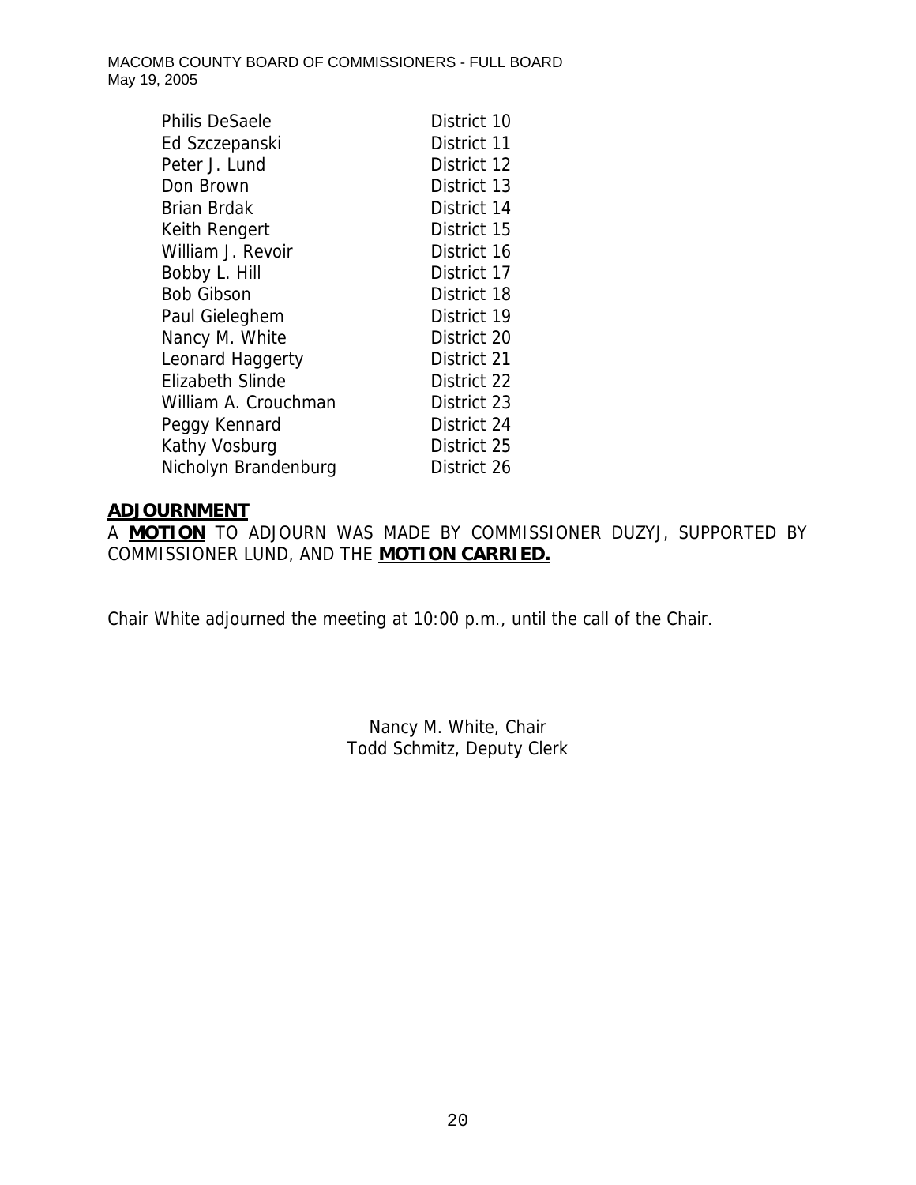| | |
|---|---|
| Philis DeSaele | District 10 |
| Ed Szczepanski | District 11 |
| Peter J. Lund | District 12 |
| Don Brown | District 13 |
| Brian Brdak | District 14 |
| Keith Rengert | District 15 |
| William J. Revoir | District 16 |
| Bobby L. Hill | District 17 |
| Bob Gibson | District 18 |
| Paul Gieleghem | District 19 |
| Nancy M. White | District 20 |
| Leonard Haggerty | District 21 |
| Elizabeth Slinde | District 22 |
| William A. Crouchman | District 23 |
| Peggy Kennard | District 24 |
| Kathy Vosburg | District 25 |
| Nicholyn Brandenburg | District 26 |

## ADJOURNMENT

A **MOTION** TO ADJOURN WAS MADE BY COMMISSIONER DUZYJ, SUPPORTED BY COMMISSIONER LUND, AND THE **MOTION CARRIED.**

Chair White adjourned the meeting at 10:00 p.m., until the call of the Chair.

Nancy M. White, Chair
Todd Schmitz, Deputy Clerk